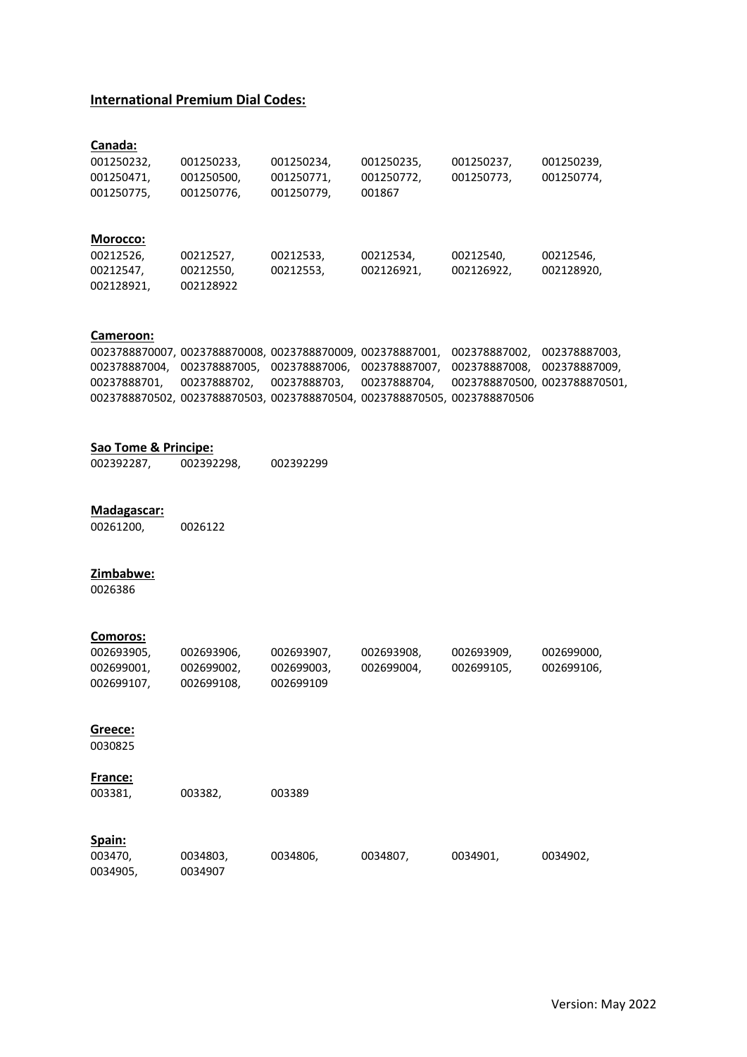## International Premium Dial Codes:

### Canada:

001250232, 001250233, 001250234, 001250235, 001250237, 001250239,
001250471, 001250500, 001250771, 001250772, 001250773, 001250774,
001250775, 001250776, 001250779, 001867

### Morocco:

00212526, 00212527, 00212533, 00212534, 00212540, 00212546,
00212547, 00212550, 00212553, 002126921, 002126922, 002128920,
002128921, 002128922

### Cameroon:

0023788870007, 0023788870008, 0023788870009, 002378887001, 002378887002, 002378887003,
002378887004, 002378887005, 002378887006, 002378887007, 002378887008, 002378887009,
00237888701, 00237888702, 00237888703, 00237888704, 0023788870500, 0023788870501,
0023788870502, 0023788870503, 0023788870504, 0023788870505, 0023788870506

### Sao Tome & Principe:

002392287, 002392298, 002392299

### Madagascar:

00261200, 0026122

### Zimbabwe:

0026386

### Comoros:

002693905, 002693906, 002693907, 002693908, 002693909, 002699000,
002699001, 002699002, 002699003, 002699004, 002699105, 002699106,
002699107, 002699108, 002699109

### Greece:

0030825

### France:

003381, 003382, 003389

### Spain:

003470, 0034803, 0034806, 0034807, 0034901, 0034902,
0034905, 0034907

Version: May 2022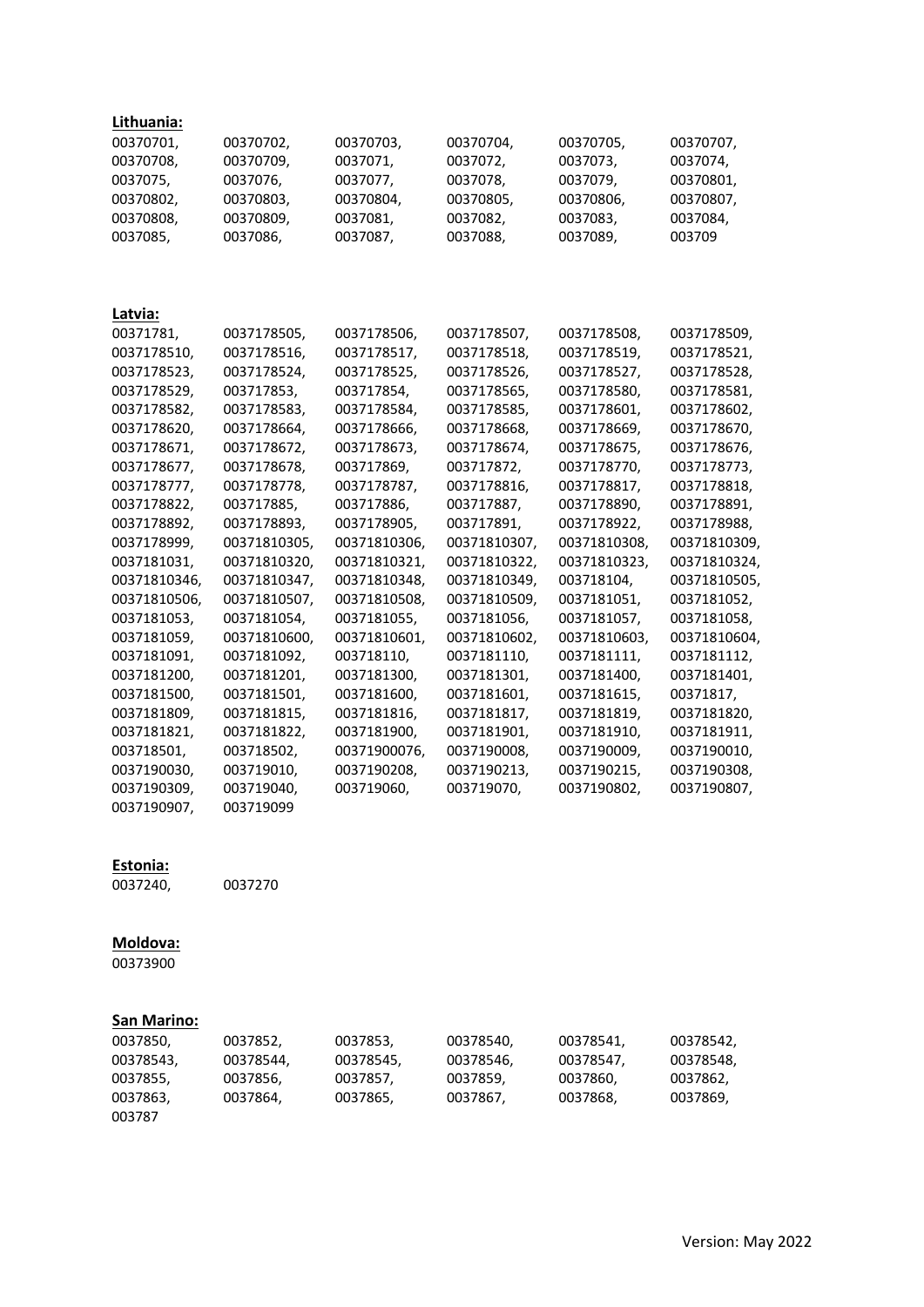**Lithuania:**

00370701, 00370702, 00370703, 00370704, 00370705, 00370707,
00370708, 00370709, 0037071, 0037072, 0037073, 0037074,
0037075, 0037076, 0037077, 0037078, 0037079, 00370801,
00370802, 00370803, 00370804, 00370805, 00370806, 00370807,
00370808, 00370809, 0037081, 0037082, 0037083, 0037084,
0037085, 0037086, 0037087, 0037088, 0037089, 003709

**Latvia:**

00371781, 0037178505, 0037178506, 0037178507, 0037178508, 0037178509,
0037178510, 0037178516, 0037178517, 0037178518, 0037178519, 0037178521,
0037178523, 0037178524, 0037178525, 0037178526, 0037178527, 0037178528,
0037178529, 003717853, 003717854, 0037178565, 0037178580, 0037178581,
0037178582, 0037178583, 0037178584, 0037178585, 0037178601, 0037178602,
0037178620, 0037178664, 0037178666, 0037178668, 0037178669, 0037178670,
0037178671, 0037178672, 0037178673, 0037178674, 0037178675, 0037178676,
0037178677, 0037178678, 003717869, 003717872, 0037178770, 0037178773,
0037178777, 0037178778, 0037178787, 0037178816, 0037178817, 0037178818,
0037178822, 003717885, 003717886, 003717887, 0037178890, 0037178891,
0037178892, 0037178893, 0037178905, 003717891, 0037178922, 0037178988,
0037178999, 00371810305, 00371810306, 00371810307, 00371810308, 00371810309,
0037181031, 00371810320, 00371810321, 00371810322, 00371810323, 00371810324,
00371810346, 00371810347, 00371810348, 00371810349, 003718104, 00371810505,
00371810506, 00371810507, 00371810508, 00371810509, 0037181051, 0037181052,
0037181053, 0037181054, 0037181055, 0037181056, 0037181057, 0037181058,
0037181059, 00371810600, 00371810601, 00371810602, 00371810603, 00371810604,
0037181091, 0037181092, 003718110, 0037181110, 0037181111, 0037181112,
0037181200, 0037181201, 0037181300, 0037181301, 0037181400, 0037181401,
0037181500, 0037181501, 0037181600, 0037181601, 0037181615, 00371817,
0037181809, 0037181815, 0037181816, 0037181817, 0037181819, 0037181820,
0037181821, 0037181822, 0037181900, 0037181901, 0037181910, 0037181911,
003718501, 003718502, 00371900076, 0037190008, 0037190009, 0037190010,
0037190030, 003719010, 0037190208, 0037190213, 0037190215, 0037190308,
0037190309, 003719040, 003719060, 003719070, 0037190802, 0037190807,
0037190907, 003719099

**Estonia:**

0037240, 0037270

**Moldova:**

00373900

**San Marino:**

0037850, 0037852, 0037853, 00378540, 00378541, 00378542,
00378543, 00378544, 00378545, 00378546, 00378547, 00378548,
0037855, 0037856, 0037857, 0037859, 0037860, 0037862,
0037863, 0037864, 0037865, 0037867, 0037868, 0037869,
003787

Version: May 2022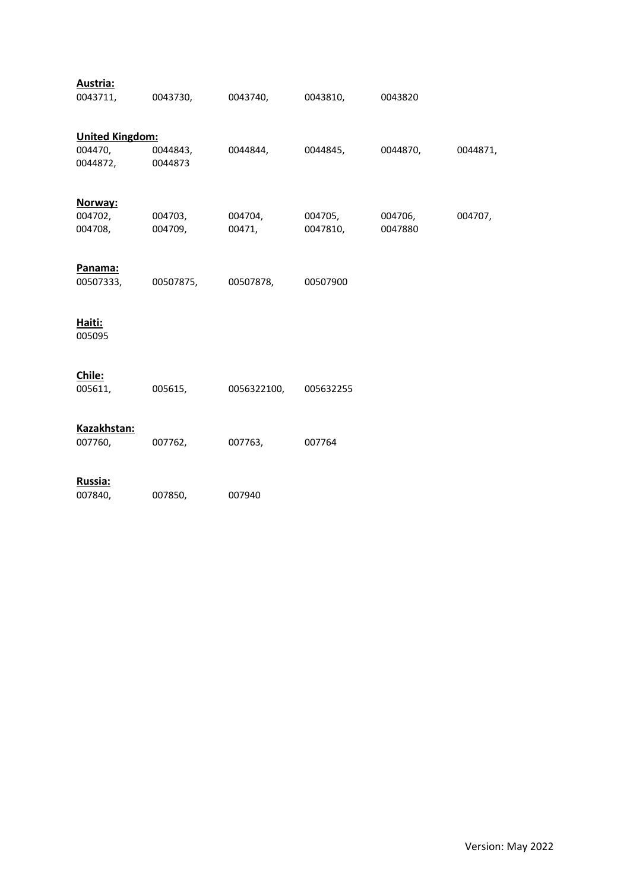**Austria:**

0043711, 0043730, 0043740, 0043810, 0043820

**United Kingdom:**

004470, 0044843, 0044844, 0044845, 0044870, 0044871,
0044872, 0044873

**Norway:**

004702, 004703, 004704, 004705, 004706, 004707,
004708, 004709, 00471, 0047810, 0047880

**Panama:**

00507333, 00507875, 00507878, 00507900

**Haiti:**

005095

**Chile:**

005611, 005615, 0056322100, 005632255

**Kazakhstan:**

007760, 007762, 007763, 007764

**Russia:**

007840, 007850, 007940

Version: May 2022